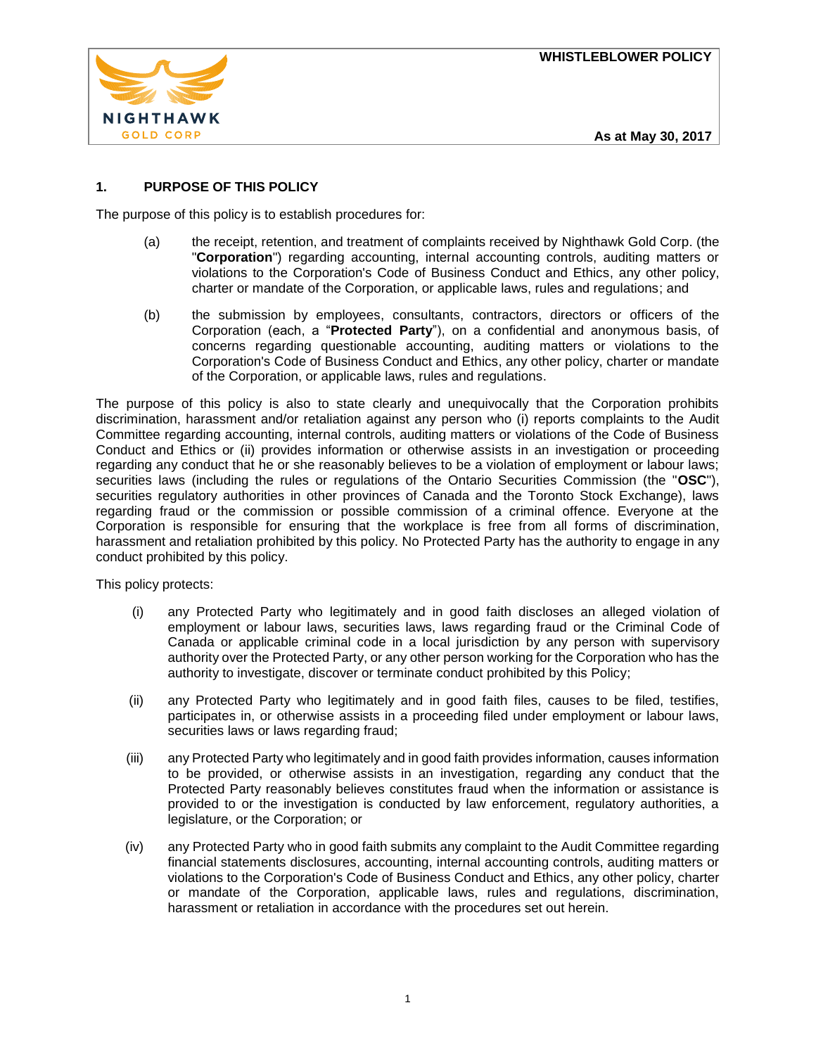**NIGHTHAWK GOLD CORP**

**WHISTLEBLOWER POLICY**

**As at May 30, 2017**

## 1. PURPOSE OF THIS POLICY

The purpose of this policy is to establish procedures for:

(a) the receipt, retention, and treatment of complaints received by Nighthawk Gold Corp. (the "**Corporation**") regarding accounting, internal accounting controls, auditing matters or violations to the Corporation's Code of Business Conduct and Ethics, any other policy, charter or mandate of the Corporation, or applicable laws, rules and regulations; and

(b) the submission by employees, consultants, contractors, directors or officers of the Corporation (each, a "**Protected Party**"), on a confidential and anonymous basis, of concerns regarding questionable accounting, auditing matters or violations to the Corporation's Code of Business Conduct and Ethics, any other policy, charter or mandate of the Corporation, or applicable laws, rules and regulations.

The purpose of this policy is also to state clearly and unequivocally that the Corporation prohibits discrimination, harassment and/or retaliation against any person who (i) reports complaints to the Audit Committee regarding accounting, internal controls, auditing matters or violations of the Code of Business Conduct and Ethics or (ii) provides information or otherwise assists in an investigation or proceeding regarding any conduct that he or she reasonably believes to be a violation of employment or labour laws; securities laws (including the rules or regulations of the Ontario Securities Commission (the "**OSC**"), securities regulatory authorities in other provinces of Canada and the Toronto Stock Exchange), laws regarding fraud or the commission or possible commission of a criminal offence. Everyone at the Corporation is responsible for ensuring that the workplace is free from all forms of discrimination, harassment and retaliation prohibited by this policy. No Protected Party has the authority to engage in any conduct prohibited by this policy.

This policy protects:

(i) any Protected Party who legitimately and in good faith discloses an alleged violation of employment or labour laws, securities laws, laws regarding fraud or the Criminal Code of Canada or applicable criminal code in a local jurisdiction by any person with supervisory authority over the Protected Party, or any other person working for the Corporation who has the authority to investigate, discover or terminate conduct prohibited by this Policy;

(ii) any Protected Party who legitimately and in good faith files, causes to be filed, testifies, participates in, or otherwise assists in a proceeding filed under employment or labour laws, securities laws or laws regarding fraud;

(iii) any Protected Party who legitimately and in good faith provides information, causes information to be provided, or otherwise assists in an investigation, regarding any conduct that the Protected Party reasonably believes constitutes fraud when the information or assistance is provided to or the investigation is conducted by law enforcement, regulatory authorities, a legislature, or the Corporation; or

(iv) any Protected Party who in good faith submits any complaint to the Audit Committee regarding financial statements disclosures, accounting, internal accounting controls, auditing matters or violations to the Corporation's Code of Business Conduct and Ethics, any other policy, charter or mandate of the Corporation, applicable laws, rules and regulations, discrimination, harassment or retaliation in accordance with the procedures set out herein.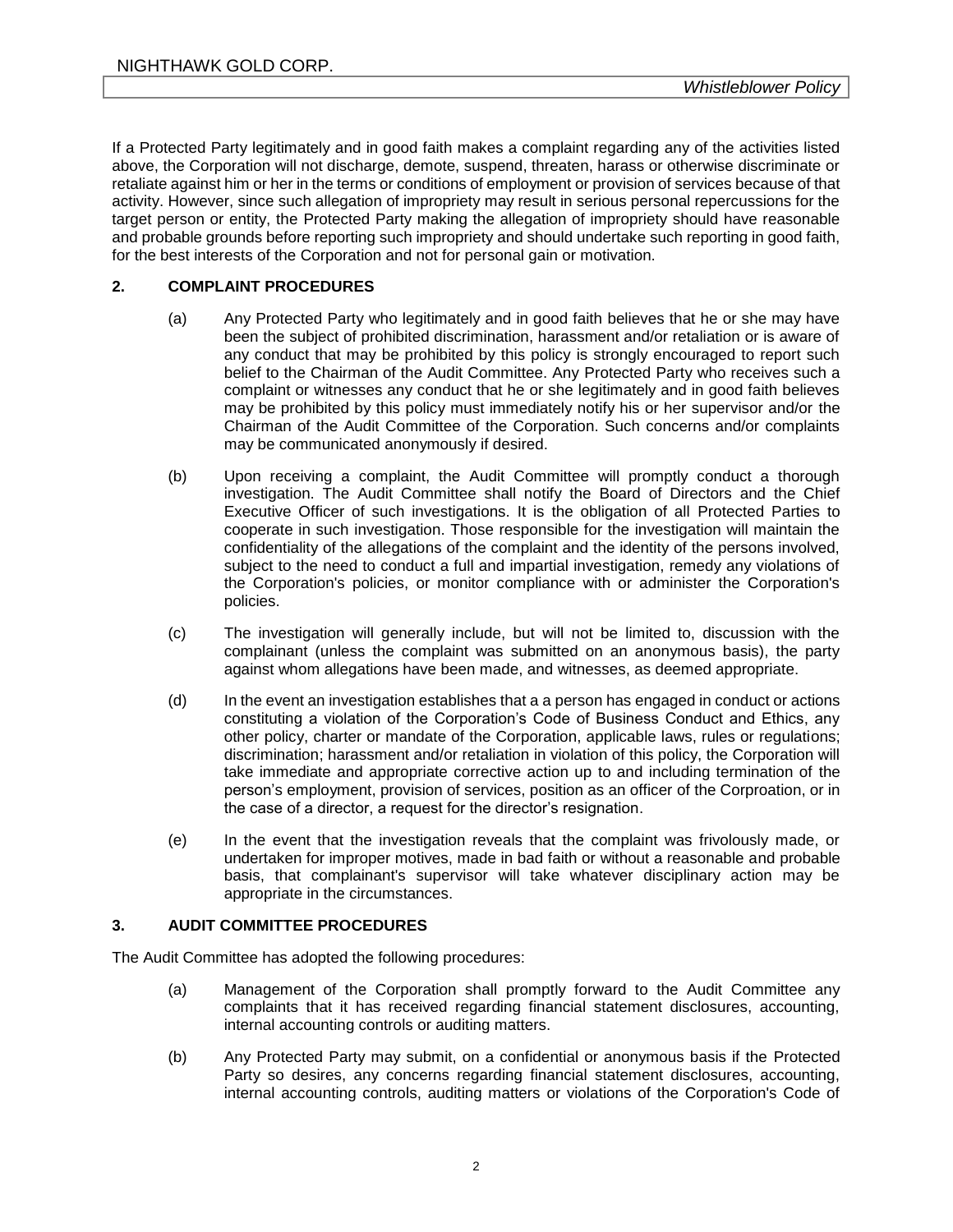If a Protected Party legitimately and in good faith makes a complaint regarding any of the activities listed above, the Corporation will not discharge, demote, suspend, threaten, harass or otherwise discriminate or retaliate against him or her in the terms or conditions of employment or provision of services because of that activity. However, since such allegation of impropriety may result in serious personal repercussions for the target person or entity, the Protected Party making the allegation of impropriety should have reasonable and probable grounds before reporting such impropriety and should undertake such reporting in good faith, for the best interests of the Corporation and not for personal gain or motivation.

## 2. COMPLAINT PROCEDURES

(a) Any Protected Party who legitimately and in good faith believes that he or she may have been the subject of prohibited discrimination, harassment and/or retaliation or is aware of any conduct that may be prohibited by this policy is strongly encouraged to report such belief to the Chairman of the Audit Committee. Any Protected Party who receives such a complaint or witnesses any conduct that he or she legitimately and in good faith believes may be prohibited by this policy must immediately notify his or her supervisor and/or the Chairman of the Audit Committee of the Corporation. Such concerns and/or complaints may be communicated anonymously if desired.

(b) Upon receiving a complaint, the Audit Committee will promptly conduct a thorough investigation. The Audit Committee shall notify the Board of Directors and the Chief Executive Officer of such investigations. It is the obligation of all Protected Parties to cooperate in such investigation. Those responsible for the investigation will maintain the confidentiality of the allegations of the complaint and the identity of the persons involved, subject to the need to conduct a full and impartial investigation, remedy any violations of the Corporation's policies, or monitor compliance with or administer the Corporation's policies.

(c) The investigation will generally include, but will not be limited to, discussion with the complainant (unless the complaint was submitted on an anonymous basis), the party against whom allegations have been made, and witnesses, as deemed appropriate.

(d) In the event an investigation establishes that a a person has engaged in conduct or actions constituting a violation of the Corporation's Code of Business Conduct and Ethics, any other policy, charter or mandate of the Corporation, applicable laws, rules or regulations; discrimination; harassment and/or retaliation in violation of this policy, the Corporation will take immediate and appropriate corrective action up to and including termination of the person's employment, provision of services, position as an officer of the Corproation, or in the case of a director, a request for the director's resignation.

(e) In the event that the investigation reveals that the complaint was frivolously made, or undertaken for improper motives, made in bad faith or without a reasonable and probable basis, that complainant's supervisor will take whatever disciplinary action may be appropriate in the circumstances.

## 3. AUDIT COMMITTEE PROCEDURES

The Audit Committee has adopted the following procedures:

(a) Management of the Corporation shall promptly forward to the Audit Committee any complaints that it has received regarding financial statement disclosures, accounting, internal accounting controls or auditing matters.

(b) Any Protected Party may submit, on a confidential or anonymous basis if the Protected Party so desires, any concerns regarding financial statement disclosures, accounting, internal accounting controls, auditing matters or violations of the Corporation's Code of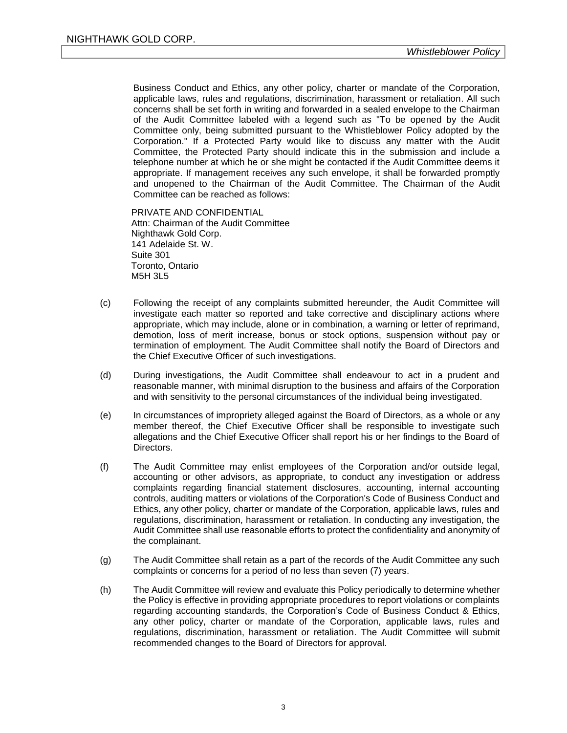Business Conduct and Ethics, any other policy, charter or mandate of the Corporation, applicable laws, rules and regulations, discrimination, harassment or retaliation. All such concerns shall be set forth in writing and forwarded in a sealed envelope to the Chairman of the Audit Committee labeled with a legend such as "To be opened by the Audit Committee only, being submitted pursuant to the Whistleblower Policy adopted by the Corporation." If a Protected Party would like to discuss any matter with the Audit Committee, the Protected Party should indicate this in the submission and include a telephone number at which he or she might be contacted if the Audit Committee deems it appropriate. If management receives any such envelope, it shall be forwarded promptly and unopened to the Chairman of the Audit Committee. The Chairman of the Audit Committee can be reached as follows:

PRIVATE AND CONFIDENTIAL
Attn: Chairman of the Audit Committee
Nighthawk Gold Corp.
141 Adelaide St. W.
Suite 301
Toronto, Ontario
M5H 3L5

(c) Following the receipt of any complaints submitted hereunder, the Audit Committee will investigate each matter so reported and take corrective and disciplinary actions where appropriate, which may include, alone or in combination, a warning or letter of reprimand, demotion, loss of merit increase, bonus or stock options, suspension without pay or termination of employment. The Audit Committee shall notify the Board of Directors and the Chief Executive Officer of such investigations.

(d) During investigations, the Audit Committee shall endeavour to act in a prudent and reasonable manner, with minimal disruption to the business and affairs of the Corporation and with sensitivity to the personal circumstances of the individual being investigated.

(e) In circumstances of impropriety alleged against the Board of Directors, as a whole or any member thereof, the Chief Executive Officer shall be responsible to investigate such allegations and the Chief Executive Officer shall report his or her findings to the Board of Directors.

(f) The Audit Committee may enlist employees of the Corporation and/or outside legal, accounting or other advisors, as appropriate, to conduct any investigation or address complaints regarding financial statement disclosures, accounting, internal accounting controls, auditing matters or violations of the Corporation's Code of Business Conduct and Ethics, any other policy, charter or mandate of the Corporation, applicable laws, rules and regulations, discrimination, harassment or retaliation. In conducting any investigation, the Audit Committee shall use reasonable efforts to protect the confidentiality and anonymity of the complainant.

(g) The Audit Committee shall retain as a part of the records of the Audit Committee any such complaints or concerns for a period of no less than seven (7) years.

(h) The Audit Committee will review and evaluate this Policy periodically to determine whether the Policy is effective in providing appropriate procedures to report violations or complaints regarding accounting standards, the Corporation's Code of Business Conduct & Ethics, any other policy, charter or mandate of the Corporation, applicable laws, rules and regulations, discrimination, harassment or retaliation. The Audit Committee will submit recommended changes to the Board of Directors for approval.